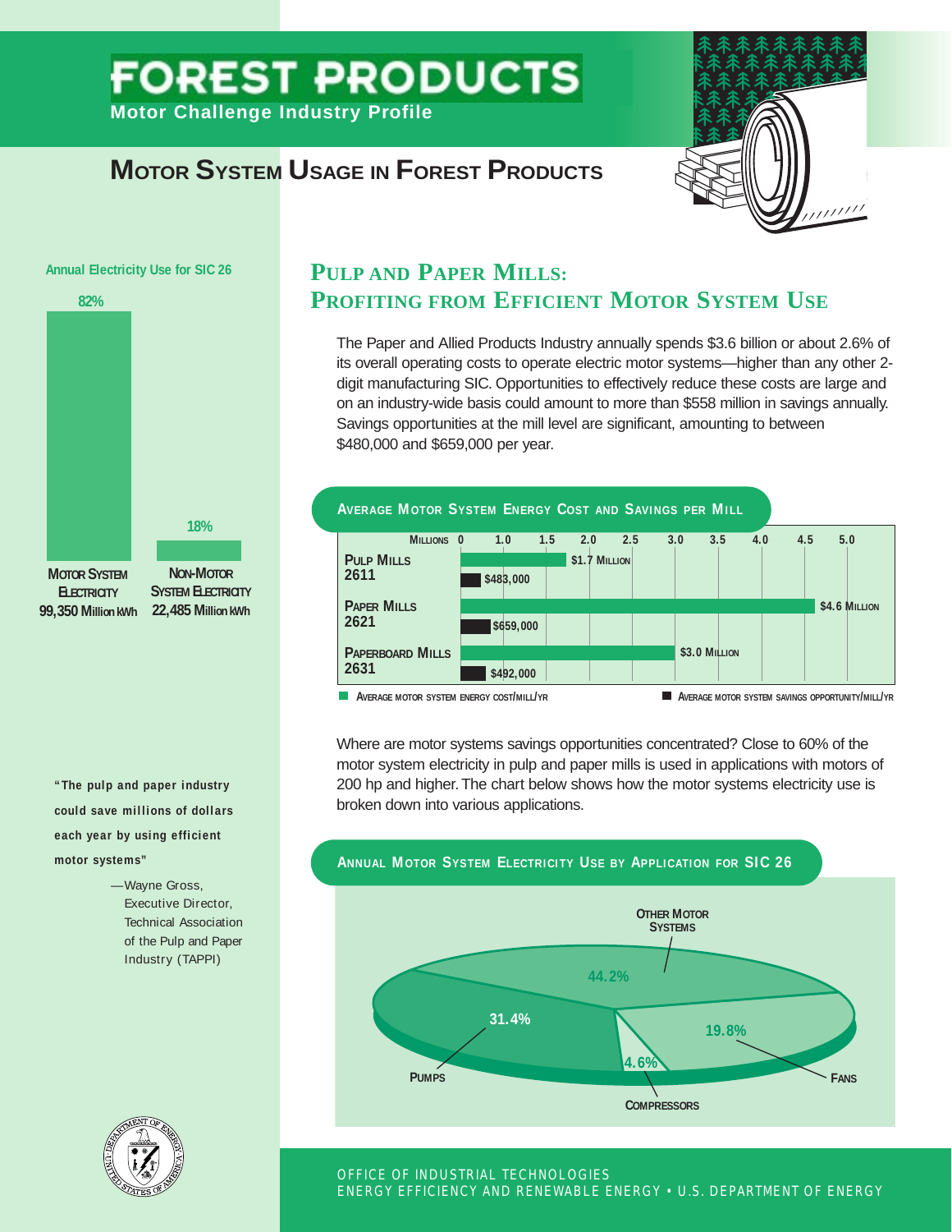# FOREST PRODUCTS

**Motor Challenge Industry Profile**

## MOTOR SYSTEM USAGE IN FOREST PRODUCTS

**Annual Electricity Use for SIC 26**

| Category | Share | Use |
|---|---|---|
| Motor System Electricity | 82% | 99,350 Million kWh |
| Non-Motor System Electricity | 18% | 22,485 Million kWh |

## PULP AND PAPER MILLS: PROFITING FROM EFFICIENT MOTOR SYSTEM USE

The Paper and Allied Products Industry annually spends $3.6 billion or about 2.6% of its overall operating costs to operate electric motor systems—higher than any other 2-digit manufacturing SIC. Opportunities to effectively reduce these costs are large and on an industry-wide basis could amount to more than $558 million in savings annually. Savings opportunities at the mill level are significant, amounting to between $480,000 and $659,000 per year.

**AVERAGE MOTOR SYSTEM ENERGY COST AND SAVINGS PER MILL**

| Mill Type | Average motor system energy cost/mill/yr | Average motor system savings opportunity/mill/yr |
|---|---|---|
| Pulp Mills 2611 | $1.7 Million | $483,000 |
| Paper Mills 2621 | $4.6 Million | $659,000 |
| Paperboard Mills 2631 | $3.0 Million | $492,000 |

Where are motor systems savings opportunities concentrated? Close to 60% of the motor system electricity in pulp and paper mills is used in applications with motors of 200 hp and higher. The chart below shows how the motor systems electricity use is broken down into various applications.

**ANNUAL MOTOR SYSTEM ELECTRICITY USE BY APPLICATION FOR SIC 26**

| Application | Share |
|---|---|
| Other Motor Systems | 44.2% |
| Pumps | 31.4% |
| Fans | 19.8% |
| Compressors | 4.6% |

"The pulp and paper industry could save millions of dollars each year by using efficient motor systems"

—Wayne Gross, Executive Director, Technical Association of the Pulp and Paper Industry (TAPPI)

OFFICE OF INDUSTRIAL TECHNOLOGIES
ENERGY EFFICIENCY AND RENEWABLE ENERGY • U.S. DEPARTMENT OF ENERGY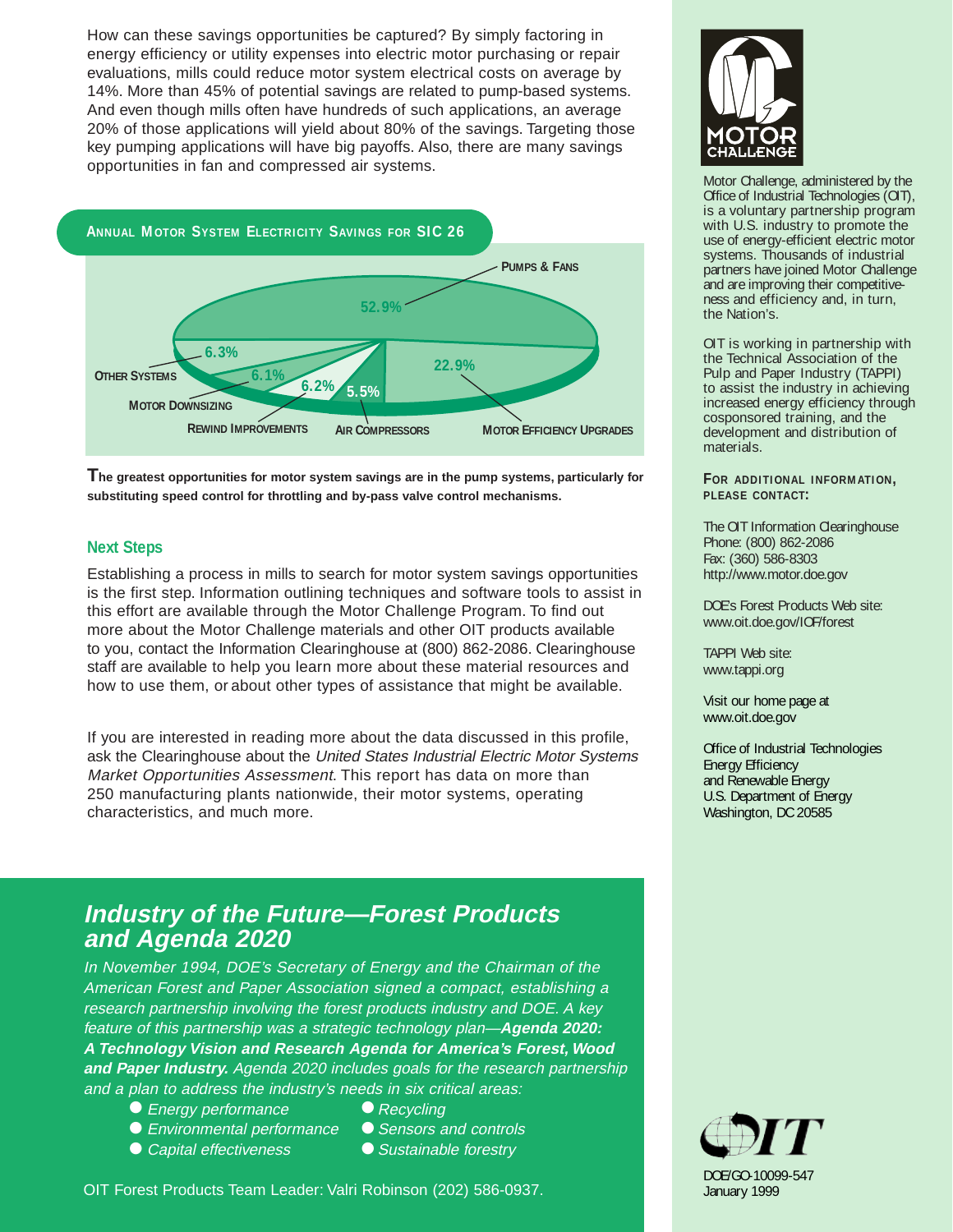How can these savings opportunities be captured? By simply factoring in energy efficiency or utility expenses into electric motor purchasing or repair evaluations, mills could reduce motor system electrical costs on average by 14%. More than 45% of potential savings are related to pump-based systems. And even though mills often have hundreds of such applications, an average 20% of those applications will yield about 80% of the savings. Targeting those key pumping applications will have big payoffs. Also, there are many savings opportunities in fan and compressed air systems.

**ANNUAL MOTOR SYSTEM ELECTRICITY SAVINGS FOR SIC 26**

PUMPS & FANS 52.9%
MOTOR EFFICIENCY UPGRADES 22.9%
AIR COMPRESSORS 5.5%
REWIND IMPROVEMENTS 6.2%
MOTOR DOWNSIZING 6.1%
OTHER SYSTEMS 6.3%

**The greatest opportunities for motor system savings are in the pump systems, particularly for substituting speed control for throttling and by-pass valve control mechanisms.**

## Next Steps

Establishing a process in mills to search for motor system savings opportunities is the first step. Information outlining techniques and software tools to assist in this effort are available through the Motor Challenge Program. To find out more about the Motor Challenge materials and other OIT products available to you, contact the Information Clearinghouse at (800) 862-2086. Clearinghouse staff are available to help you learn more about these material resources and how to use them, or about other types of assistance that might be available.

If you are interested in reading more about the data discussed in this profile, ask the Clearinghouse about the *United States Industrial Electric Motor Systems Market Opportunities Assessment*. This report has data on more than 250 manufacturing plants nationwide, their motor systems, operating characteristics, and much more.

## *Industry of the Future—Forest Products and Agenda 2020*

*In November 1994, DOE's Secretary of Energy and the Chairman of the American Forest and Paper Association signed a compact, establishing a research partnership involving the forest products industry and DOE. A key feature of this partnership was a strategic technology plan—**Agenda 2020: A Technology Vision and Research Agenda for America's Forest, Wood and Paper Industry.** Agenda 2020 includes goals for the research partnership and a plan to address the industry's needs in six critical areas:*

- *Energy performance*
- *Environmental performance*
- *Capital effectiveness*
- *Recycling*
- *Sensors and controls*
- *Sustainable forestry*

OIT Forest Products Team Leader: Valri Robinson (202) 586-0937.

MOTOR CHALLENGE

Motor Challenge, administered by the Office of Industrial Technologies (OIT), is a voluntary partnership program with U.S. industry to promote the use of energy-efficient electric motor systems. Thousands of industrial partners have joined Motor Challenge and are improving their competitiveness and efficiency and, in turn, the Nation's.

OIT is working in partnership with the Technical Association of the Pulp and Paper Industry (TAPPI) to assist the industry in achieving increased energy efficiency through cosponsored training, and the development and distribution of materials.

**FOR ADDITIONAL INFORMATION, PLEASE CONTACT:**

The OIT Information Clearinghouse
Phone: (800) 862-2086
Fax: (360) 586-8303
http://www.motor.doe.gov

DOE's Forest Products Web site:
www.oit.doe.gov/IOF/forest

TAPPI Web site:
www.tappi.org

Visit our home page at
www.oit.doe.gov

Office of Industrial Technologies
Energy Efficiency
and Renewable Energy
U.S. Department of Energy
Washington, DC 20585

OIT

DOE/GO-10099-547
January 1999